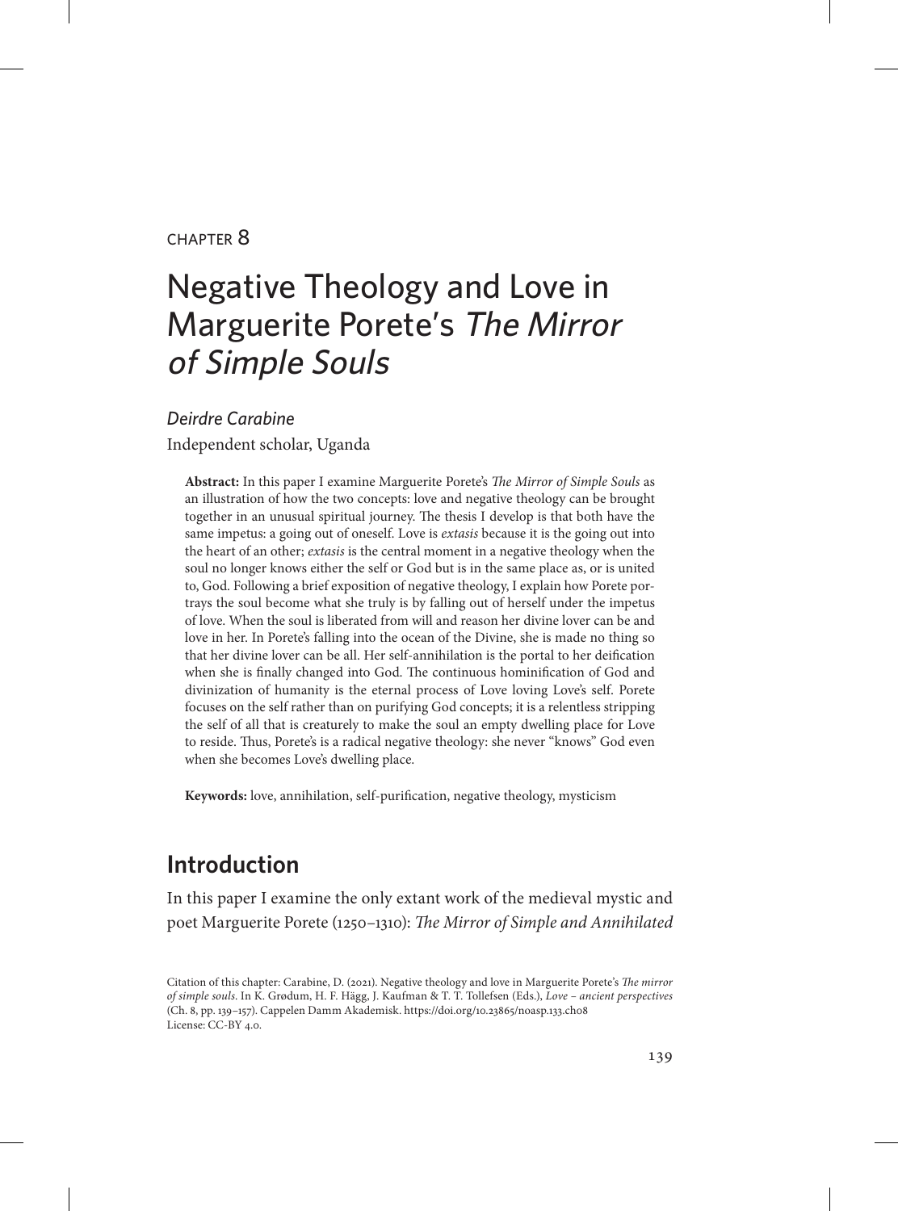CHAPTER 8

# Negative Theology and Love in Marguerite Porete's *The Mirror of Simple Souls*

*Deirdre Carabine*

Independent scholar, Uganda

**Abstract:** In this paper I examine Marguerite Porete's *The Mirror of Simple Souls* as an illustration of how the two concepts: love and negative theology can be brought together in an unusual spiritual journey. The thesis I develop is that both have the same impetus: a going out of oneself. Love is *extasis* because it is the going out into the heart of an other; *extasis* is the central moment in a negative theology when the soul no longer knows either the self or God but is in the same place as, or is united to, God. Following a brief exposition of negative theology, I explain how Porete portrays the soul become what she truly is by falling out of herself under the impetus of love. When the soul is liberated from will and reason her divine lover can be and love in her. In Porete's falling into the ocean of the Divine, she is made no thing so that her divine lover can be all. Her self-annihilation is the portal to her deification when she is finally changed into God. The continuous hominification of God and divinization of humanity is the eternal process of Love loving Love's self. Porete focuses on the self rather than on purifying God concepts; it is a relentless stripping the self of all that is creaturely to make the soul an empty dwelling place for Love to reside. Thus, Porete's is a radical negative theology: she never "knows" God even when she becomes Love's dwelling place.

**Keywords:** love, annihilation, self-purification, negative theology, mysticism

## Introduction

In this paper I examine the only extant work of the medieval mystic and poet Marguerite Porete (1250–1310): *The Mirror of Simple and Annihilated*

Citation of this chapter: Carabine, D. (2021). Negative theology and love in Marguerite Porete's *The mirror of simple souls*. In K. Grødum, H. F. Hägg, J. Kaufman & T. T. Tollefsen (Eds.), *Love – ancient perspectives* (Ch. 8, pp. 139–157). Cappelen Damm Akademisk. https://doi.org/10.23865/noasp.133.ch08
License: CC-BY 4.0.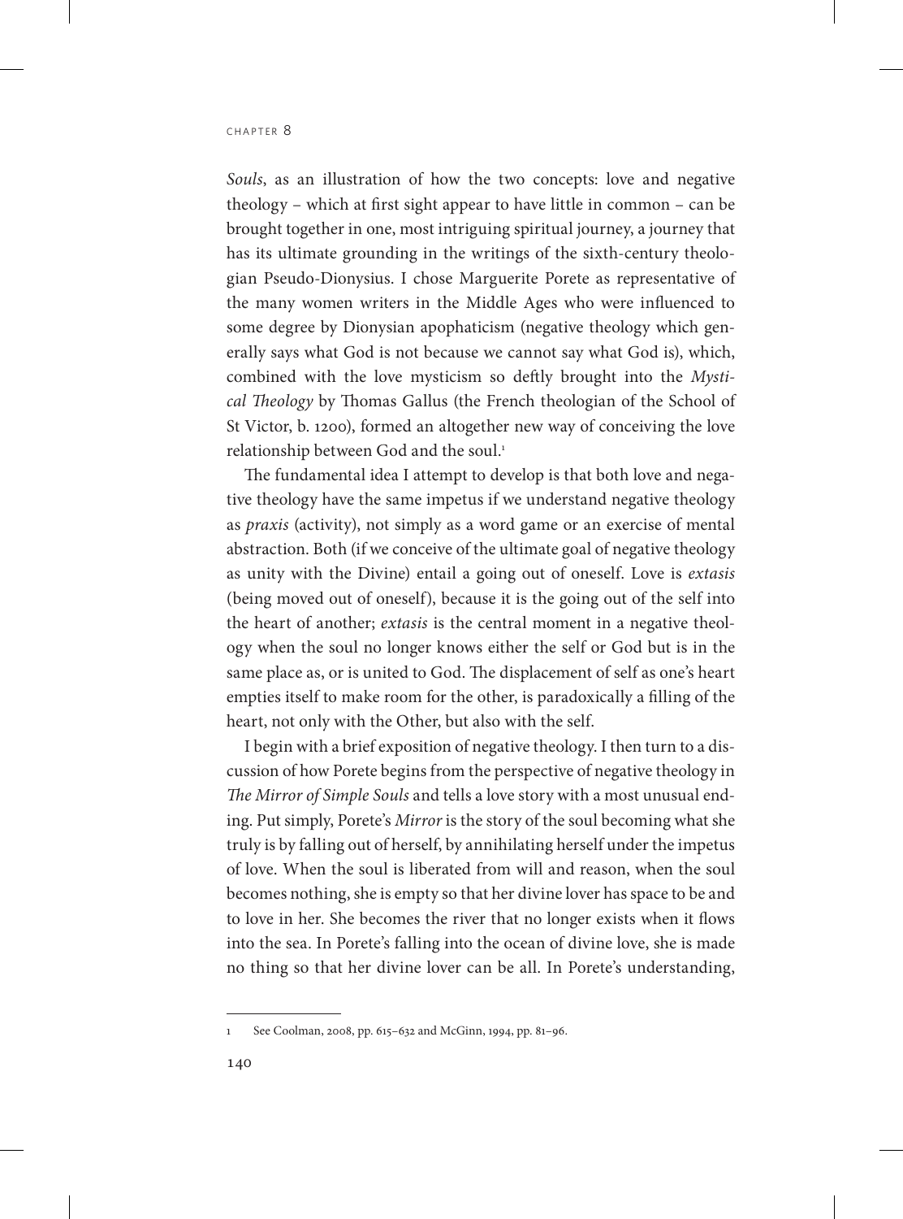*Souls*, as an illustration of how the two concepts: love and negative theology – which at first sight appear to have little in common – can be brought together in one, most intriguing spiritual journey, a journey that has its ultimate grounding in the writings of the sixth-century theologian Pseudo-Dionysius. I chose Marguerite Porete as representative of the many women writers in the Middle Ages who were influenced to some degree by Dionysian apophaticism (negative theology which generally says what God is not because we cannot say what God is), which, combined with the love mysticism so deftly brought into the *Mystical Theology* by Thomas Gallus (the French theologian of the School of St Victor, b. 1200), formed an altogether new way of conceiving the love relationship between God and the soul.[1]

The fundamental idea I attempt to develop is that both love and negative theology have the same impetus if we understand negative theology as *praxis* (activity), not simply as a word game or an exercise of mental abstraction. Both (if we conceive of the ultimate goal of negative theology as unity with the Divine) entail a going out of oneself. Love is *extasis* (being moved out of oneself), because it is the going out of the self into the heart of another; *extasis* is the central moment in a negative theology when the soul no longer knows either the self or God but is in the same place as, or is united to God. The displacement of self as one's heart empties itself to make room for the other, is paradoxically a filling of the heart, not only with the Other, but also with the self.

I begin with a brief exposition of negative theology. I then turn to a discussion of how Porete begins from the perspective of negative theology in *The Mirror of Simple Souls* and tells a love story with a most unusual ending. Put simply, Porete's *Mirror* is the story of the soul becoming what she truly is by falling out of herself, by annihilating herself under the impetus of love. When the soul is liberated from will and reason, when the soul becomes nothing, she is empty so that her divine lover has space to be and to love in her. She becomes the river that no longer exists when it flows into the sea. In Porete's falling into the ocean of divine love, she is made no thing so that her divine lover can be all. In Porete's understanding,

---

1 See Coolman, 2008, pp. 615–632 and McGinn, 1994, pp. 81–96.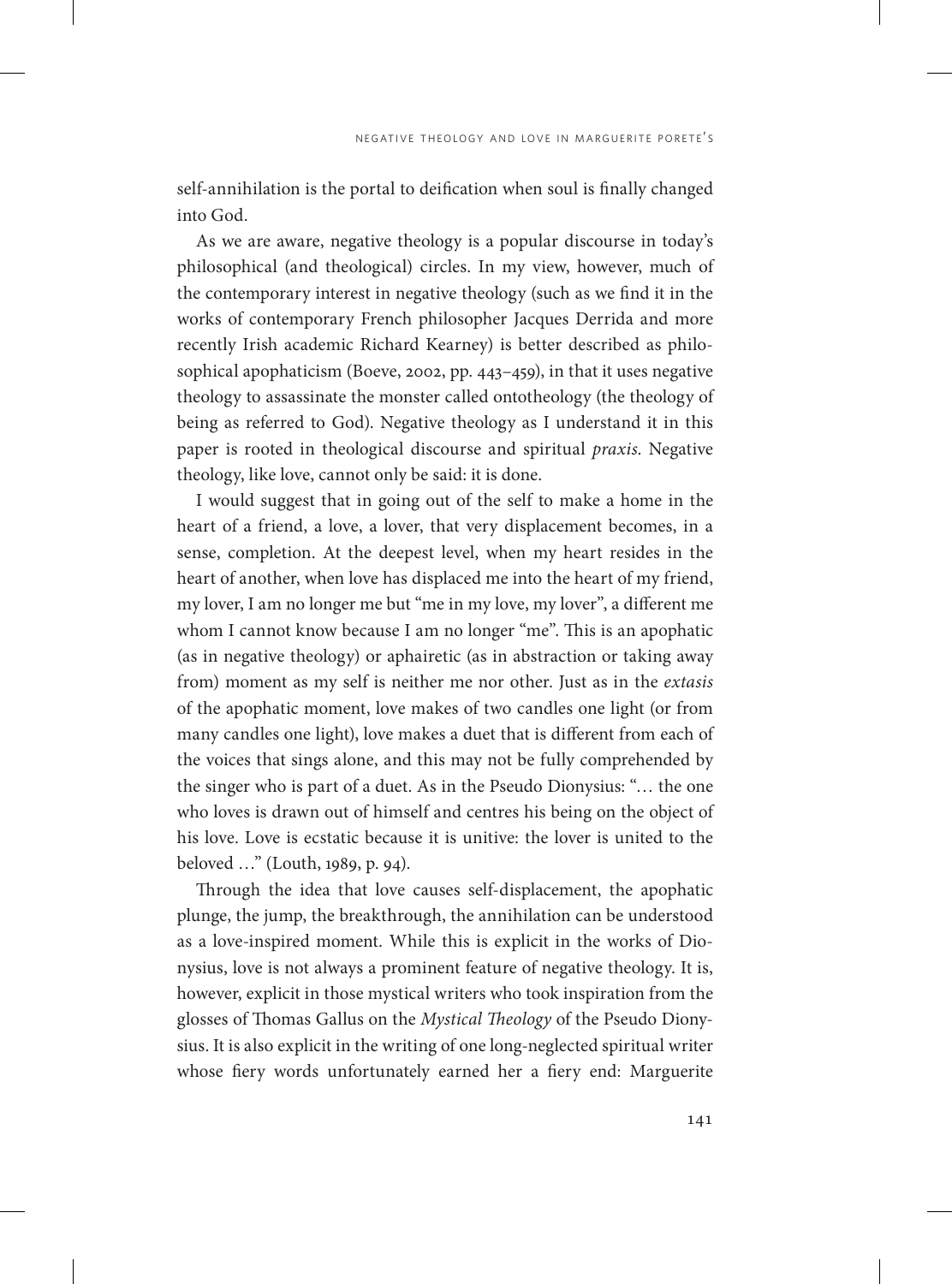self-annihilation is the portal to deification when soul is finally changed into God.

As we are aware, negative theology is a popular discourse in today's philosophical (and theological) circles. In my view, however, much of the contemporary interest in negative theology (such as we find it in the works of contemporary French philosopher Jacques Derrida and more recently Irish academic Richard Kearney) is better described as philosophical apophaticism (Boeve, 2002, pp. 443–459), in that it uses negative theology to assassinate the monster called ontotheology (the theology of being as referred to God). Negative theology as I understand it in this paper is rooted in theological discourse and spiritual *praxis*. Negative theology, like love, cannot only be said: it is done.

I would suggest that in going out of the self to make a home in the heart of a friend, a love, a lover, that very displacement becomes, in a sense, completion. At the deepest level, when my heart resides in the heart of another, when love has displaced me into the heart of my friend, my lover, I am no longer me but "me in my love, my lover", a different me whom I cannot know because I am no longer "me". This is an apophatic (as in negative theology) or aphairetic (as in abstraction or taking away from) moment as my self is neither me nor other. Just as in the *extasis* of the apophatic moment, love makes of two candles one light (or from many candles one light), love makes a duet that is different from each of the voices that sings alone, and this may not be fully comprehended by the singer who is part of a duet. As in the Pseudo Dionysius: "… the one who loves is drawn out of himself and centres his being on the object of his love. Love is ecstatic because it is unitive: the lover is united to the beloved …" (Louth, 1989, p. 94).

Through the idea that love causes self-displacement, the apophatic plunge, the jump, the breakthrough, the annihilation can be understood as a love-inspired moment. While this is explicit in the works of Dionysius, love is not always a prominent feature of negative theology. It is, however, explicit in those mystical writers who took inspiration from the glosses of Thomas Gallus on the *Mystical Theology* of the Pseudo Dionysius. It is also explicit in the writing of one long-neglected spiritual writer whose fiery words unfortunately earned her a fiery end: Marguerite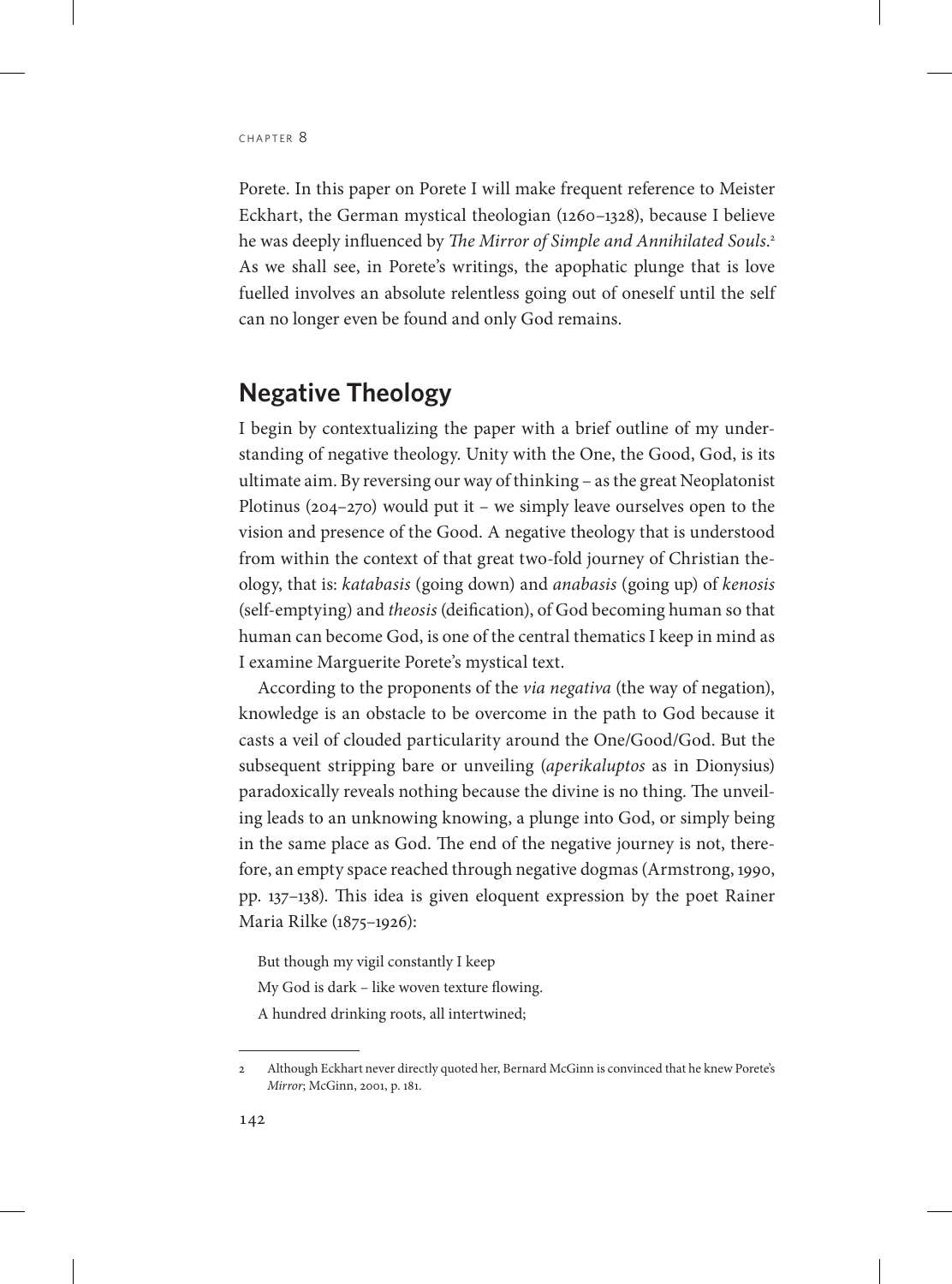Porete. In this paper on Porete I will make frequent reference to Meister Eckhart, the German mystical theologian (1260–1328), because I believe he was deeply influenced by *The Mirror of Simple and Annihilated Souls*.[2] As we shall see, in Porete's writings, the apophatic plunge that is love fuelled involves an absolute relentless going out of oneself until the self can no longer even be found and only God remains.

## Negative Theology

I begin by contextualizing the paper with a brief outline of my understanding of negative theology. Unity with the One, the Good, God, is its ultimate aim. By reversing our way of thinking – as the great Neoplatonist Plotinus (204–270) would put it – we simply leave ourselves open to the vision and presence of the Good. A negative theology that is understood from within the context of that great two-fold journey of Christian theology, that is: *katabasis* (going down) and *anabasis* (going up) of *kenosis* (self-emptying) and *theosis* (deification), of God becoming human so that human can become God, is one of the central thematics I keep in mind as I examine Marguerite Porete's mystical text.

According to the proponents of the *via negativa* (the way of negation), knowledge is an obstacle to be overcome in the path to God because it casts a veil of clouded particularity around the One/Good/God. But the subsequent stripping bare or unveiling (*aperikaluptos* as in Dionysius) paradoxically reveals nothing because the divine is no thing. The unveiling leads to an unknowing knowing, a plunge into God, or simply being in the same place as God. The end of the negative journey is not, therefore, an empty space reached through negative dogmas (Armstrong, 1990, pp. 137–138). This idea is given eloquent expression by the poet Rainer Maria Rilke (1875–1926):

> But though my vigil constantly I keep
> My God is dark – like woven texture flowing.
> A hundred drinking roots, all intertwined;

---

2 Although Eckhart never directly quoted her, Bernard McGinn is convinced that he knew Porete's *Mirror*; McGinn, 2001, p. 181.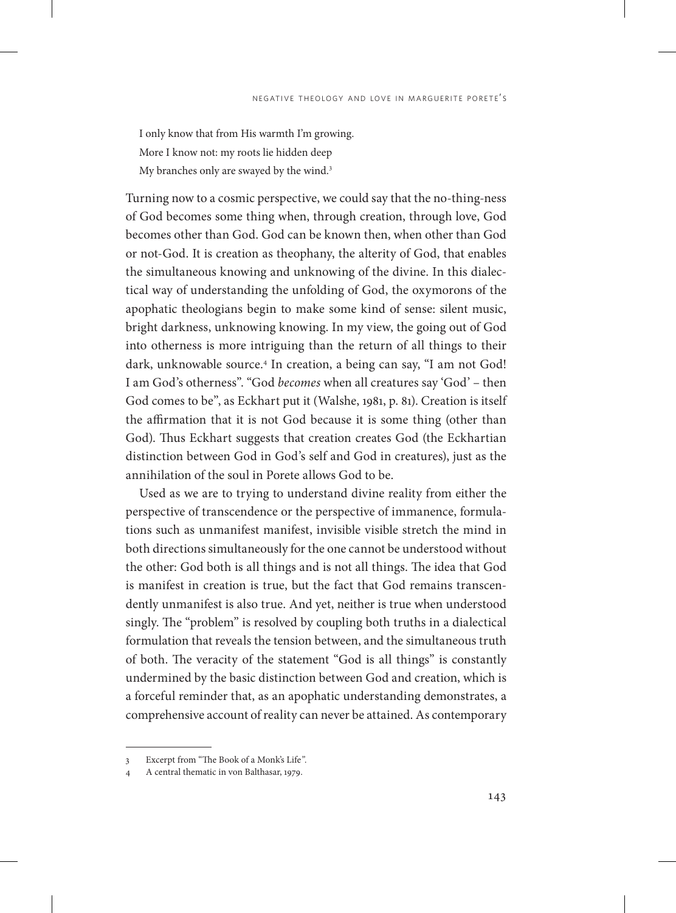I only know that from His warmth I'm growing.  
More I know not: my roots lie hidden deep  
My branches only are swayed by the wind.[3]

Turning now to a cosmic perspective, we could say that the no-thing-ness of God becomes some thing when, through creation, through love, God becomes other than God. God can be known then, when other than God or not-God. It is creation as theophany, the alterity of God, that enables the simultaneous knowing and unknowing of the divine. In this dialectical way of understanding the unfolding of God, the oxymorons of the apophatic theologians begin to make some kind of sense: silent music, bright darkness, unknowing knowing. In my view, the going out of God into otherness is more intriguing than the return of all things to their dark, unknowable source.[4] In creation, a being can say, "I am not God! I am God's otherness". "God *becomes* when all creatures say 'God' – then God comes to be", as Eckhart put it (Walshe, 1981, p. 81). Creation is itself the affirmation that it is not God because it is some thing (other than God). Thus Eckhart suggests that creation creates God (the Eckhartian distinction between God in God's self and God in creatures), just as the annihilation of the soul in Porete allows God to be.

Used as we are to trying to understand divine reality from either the perspective of transcendence or the perspective of immanence, formulations such as unmanifest manifest, invisible visible stretch the mind in both directions simultaneously for the one cannot be understood without the other: God both is all things and is not all things. The idea that God is manifest in creation is true, but the fact that God remains transcendently unmanifest is also true. And yet, neither is true when understood singly. The "problem" is resolved by coupling both truths in a dialectical formulation that reveals the tension between, and the simultaneous truth of both. The veracity of the statement "God is all things" is constantly undermined by the basic distinction between God and creation, which is a forceful reminder that, as an apophatic understanding demonstrates, a comprehensive account of reality can never be attained. As contemporary

---

3 Excerpt from "The Book of a Monk's Life".

4 A central thematic in von Balthasar, 1979.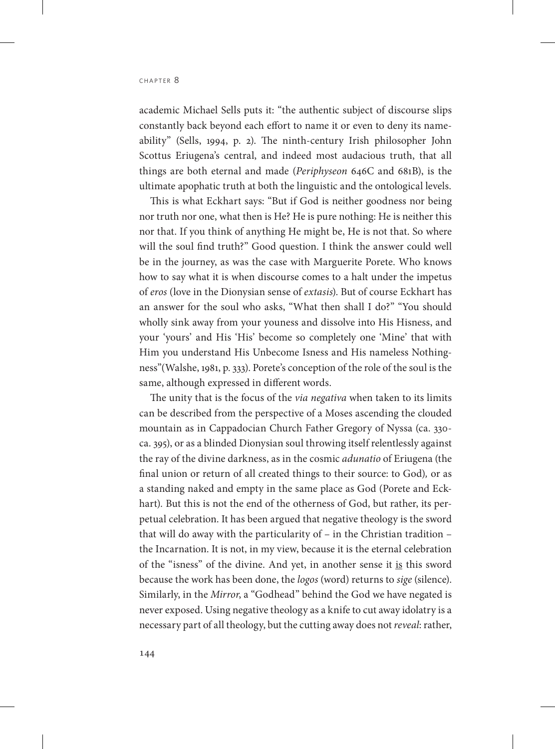academic Michael Sells puts it: "the authentic subject of discourse slips constantly back beyond each effort to name it or even to deny its nameability" (Sells, 1994, p. 2). The ninth-century Irish philosopher John Scottus Eriugena's central, and indeed most audacious truth, that all things are both eternal and made (*Periphyseon* 646C and 681B), is the ultimate apophatic truth at both the linguistic and the ontological levels.

This is what Eckhart says: "But if God is neither goodness nor being nor truth nor one, what then is He? He is pure nothing: He is neither this nor that. If you think of anything He might be, He is not that. So where will the soul find truth?" Good question. I think the answer could well be in the journey, as was the case with Marguerite Porete. Who knows how to say what it is when discourse comes to a halt under the impetus of *eros* (love in the Dionysian sense of *extasis*). But of course Eckhart has an answer for the soul who asks, "What then shall I do?" "You should wholly sink away from your youness and dissolve into His Hisness, and your 'yours' and His 'His' become so completely one 'Mine' that with Him you understand His Unbecome Isness and His nameless Nothingness"(Walshe, 1981, p. 333). Porete's conception of the role of the soul is the same, although expressed in different words.

The unity that is the focus of the *via negativa* when taken to its limits can be described from the perspective of a Moses ascending the clouded mountain as in Cappadocian Church Father Gregory of Nyssa (ca. 330-ca. 395), or as a blinded Dionysian soul throwing itself relentlessly against the ray of the divine darkness, as in the cosmic *adunatio* of Eriugena (the final union or return of all created things to their source: to God), or as a standing naked and empty in the same place as God (Porete and Eckhart). But this is not the end of the otherness of God, but rather, its perpetual celebration. It has been argued that negative theology is the sword that will do away with the particularity of – in the Christian tradition – the Incarnation. It is not, in my view, because it is the eternal celebration of the "isness" of the divine. And yet, in another sense it <u>is</u> this sword because the work has been done, the *logos* (word) returns to *sige* (silence). Similarly, in the *Mirror*, a "Godhead" behind the God we have negated is never exposed. Using negative theology as a knife to cut away idolatry is a necessary part of all theology, but the cutting away does not *reveal*: rather,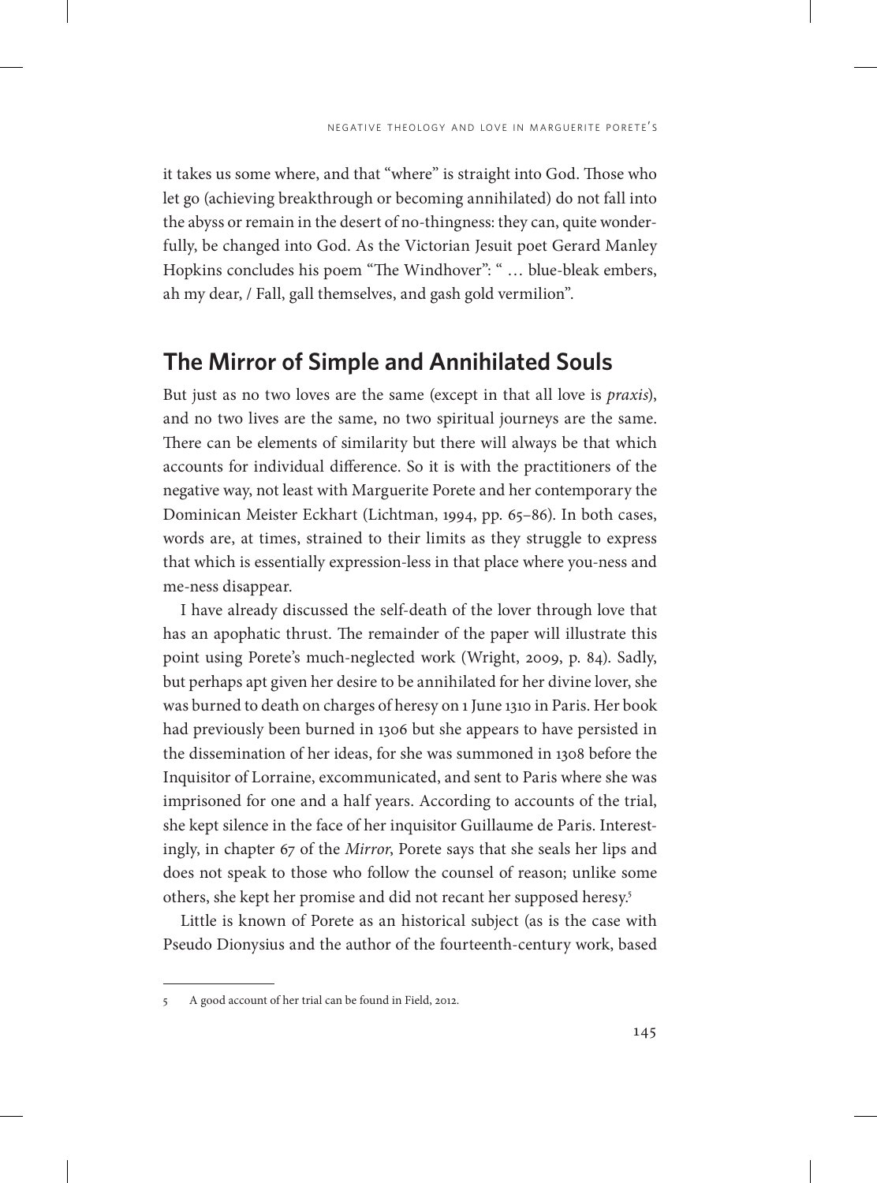it takes us some where, and that "where" is straight into God. Those who let go (achieving breakthrough or becoming annihilated) do not fall into the abyss or remain in the desert of no-thingness: they can, quite wonderfully, be changed into God. As the Victorian Jesuit poet Gerard Manley Hopkins concludes his poem "The Windhover": " … blue-bleak embers, ah my dear, / Fall, gall themselves, and gash gold vermilion".

## The Mirror of Simple and Annihilated Souls

But just as no two loves are the same (except in that all love is *praxis*), and no two lives are the same, no two spiritual journeys are the same. There can be elements of similarity but there will always be that which accounts for individual difference. So it is with the practitioners of the negative way, not least with Marguerite Porete and her contemporary the Dominican Meister Eckhart (Lichtman, 1994, pp. 65–86). In both cases, words are, at times, strained to their limits as they struggle to express that which is essentially expression-less in that place where you-ness and me-ness disappear.

I have already discussed the self-death of the lover through love that has an apophatic thrust. The remainder of the paper will illustrate this point using Porete's much-neglected work (Wright, 2009, p. 84). Sadly, but perhaps apt given her desire to be annihilated for her divine lover, she was burned to death on charges of heresy on 1 June 1310 in Paris. Her book had previously been burned in 1306 but she appears to have persisted in the dissemination of her ideas, for she was summoned in 1308 before the Inquisitor of Lorraine, excommunicated, and sent to Paris where she was imprisoned for one and a half years. According to accounts of the trial, she kept silence in the face of her inquisitor Guillaume de Paris. Interestingly, in chapter 67 of the *Mirror*, Porete says that she seals her lips and does not speak to those who follow the counsel of reason; unlike some others, she kept her promise and did not recant her supposed heresy.[5]

Little is known of Porete as an historical subject (as is the case with Pseudo Dionysius and the author of the fourteenth-century work, based

---

5 A good account of her trial can be found in Field, 2012.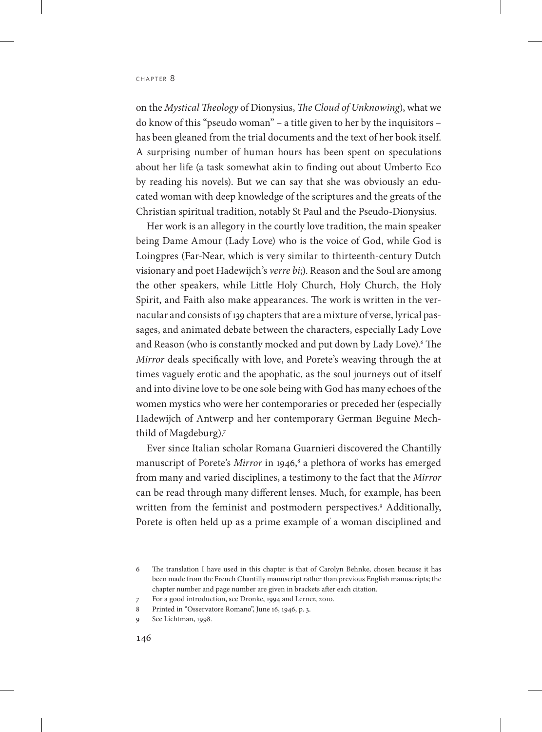on the *Mystical Theology* of Dionysius, *The Cloud of Unknowing*), what we do know of this "pseudo woman" – a title given to her by the inquisitors – has been gleaned from the trial documents and the text of her book itself. A surprising number of human hours has been spent on speculations about her life (a task somewhat akin to finding out about Umberto Eco by reading his novels). But we can say that she was obviously an educated woman with deep knowledge of the scriptures and the greats of the Christian spiritual tradition, notably St Paul and the Pseudo-Dionysius.

Her work is an allegory in the courtly love tradition, the main speaker being Dame Amour (Lady Love) who is the voice of God, while God is Loingpres (Far-Near, which is very similar to thirteenth-century Dutch visionary and poet Hadewijch's *verre bi*;). Reason and the Soul are among the other speakers, while Little Holy Church, Holy Church, the Holy Spirit, and Faith also make appearances. The work is written in the vernacular and consists of 139 chapters that are a mixture of verse, lyrical passages, and animated debate between the characters, especially Lady Love and Reason (who is constantly mocked and put down by Lady Love).[6] The *Mirror* deals specifically with love, and Porete's weaving through the at times vaguely erotic and the apophatic, as the soul journeys out of itself and into divine love to be one sole being with God has many echoes of the women mystics who were her contemporaries or preceded her (especially Hadewijch of Antwerp and her contemporary German Beguine Mechthild of Magdeburg).[7]

Ever since Italian scholar Romana Guarnieri discovered the Chantilly manuscript of Porete's *Mirror* in 1946,[8] a plethora of works has emerged from many and varied disciplines, a testimony to the fact that the *Mirror* can be read through many different lenses. Much, for example, has been written from the feminist and postmodern perspectives.[9] Additionally, Porete is often held up as a prime example of a woman disciplined and

---

6 The translation I have used in this chapter is that of Carolyn Behnke, chosen because it has been made from the French Chantilly manuscript rather than previous English manuscripts; the chapter number and page number are given in brackets after each citation.

7 For a good introduction, see Dronke, 1994 and Lerner, 2010.

8 Printed in "Osservatore Romano", June 16, 1946, p. 3.

9 See Lichtman, 1998.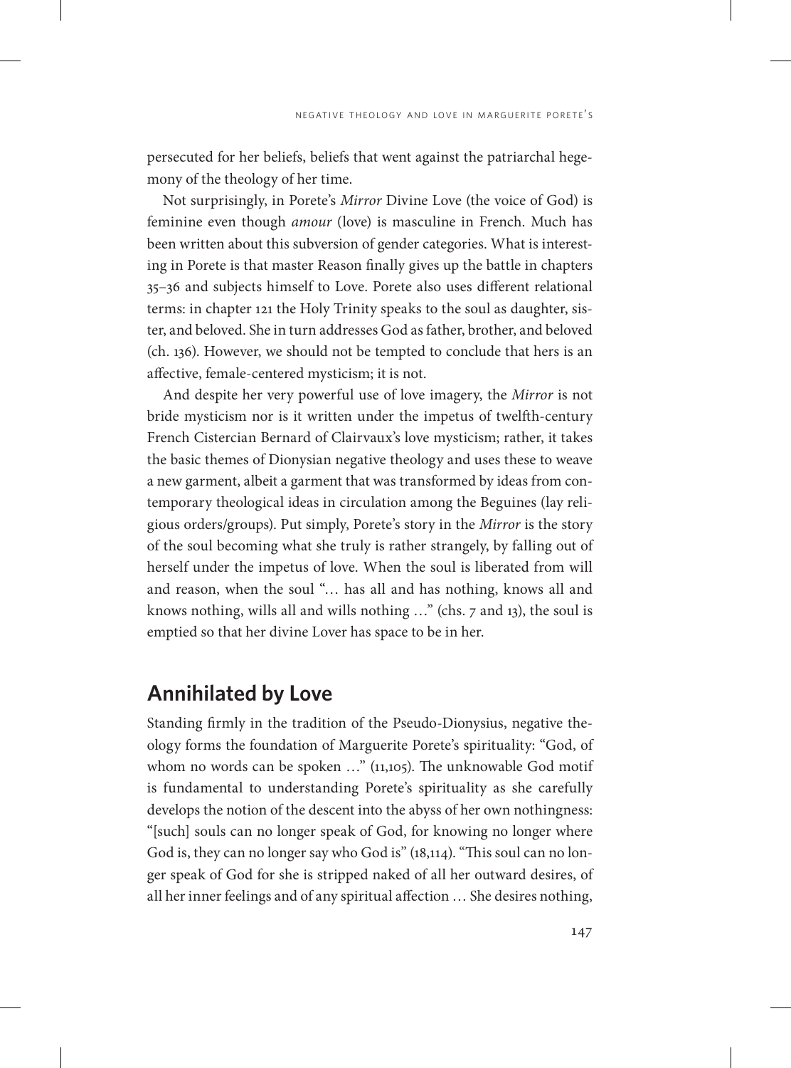persecuted for her beliefs, beliefs that went against the patriarchal hegemony of the theology of her time.

Not surprisingly, in Porete's *Mirror* Divine Love (the voice of God) is feminine even though *amour* (love) is masculine in French. Much has been written about this subversion of gender categories. What is interesting in Porete is that master Reason finally gives up the battle in chapters 35–36 and subjects himself to Love. Porete also uses different relational terms: in chapter 121 the Holy Trinity speaks to the soul as daughter, sister, and beloved. She in turn addresses God as father, brother, and beloved (ch. 136). However, we should not be tempted to conclude that hers is an affective, female-centered mysticism; it is not.

And despite her very powerful use of love imagery, the *Mirror* is not bride mysticism nor is it written under the impetus of twelfth-century French Cistercian Bernard of Clairvaux's love mysticism; rather, it takes the basic themes of Dionysian negative theology and uses these to weave a new garment, albeit a garment that was transformed by ideas from contemporary theological ideas in circulation among the Beguines (lay religious orders/groups). Put simply, Porete's story in the *Mirror* is the story of the soul becoming what she truly is rather strangely, by falling out of herself under the impetus of love. When the soul is liberated from will and reason, when the soul "… has all and has nothing, knows all and knows nothing, wills all and wills nothing …" (chs. 7 and 13), the soul is emptied so that her divine Lover has space to be in her.

## Annihilated by Love

Standing firmly in the tradition of the Pseudo-Dionysius, negative theology forms the foundation of Marguerite Porete's spirituality: "God, of whom no words can be spoken …" (11,105). The unknowable God motif is fundamental to understanding Porete's spirituality as she carefully develops the notion of the descent into the abyss of her own nothingness: "[such] souls can no longer speak of God, for knowing no longer where God is, they can no longer say who God is" (18,114). "This soul can no longer speak of God for she is stripped naked of all her outward desires, of all her inner feelings and of any spiritual affection … She desires nothing,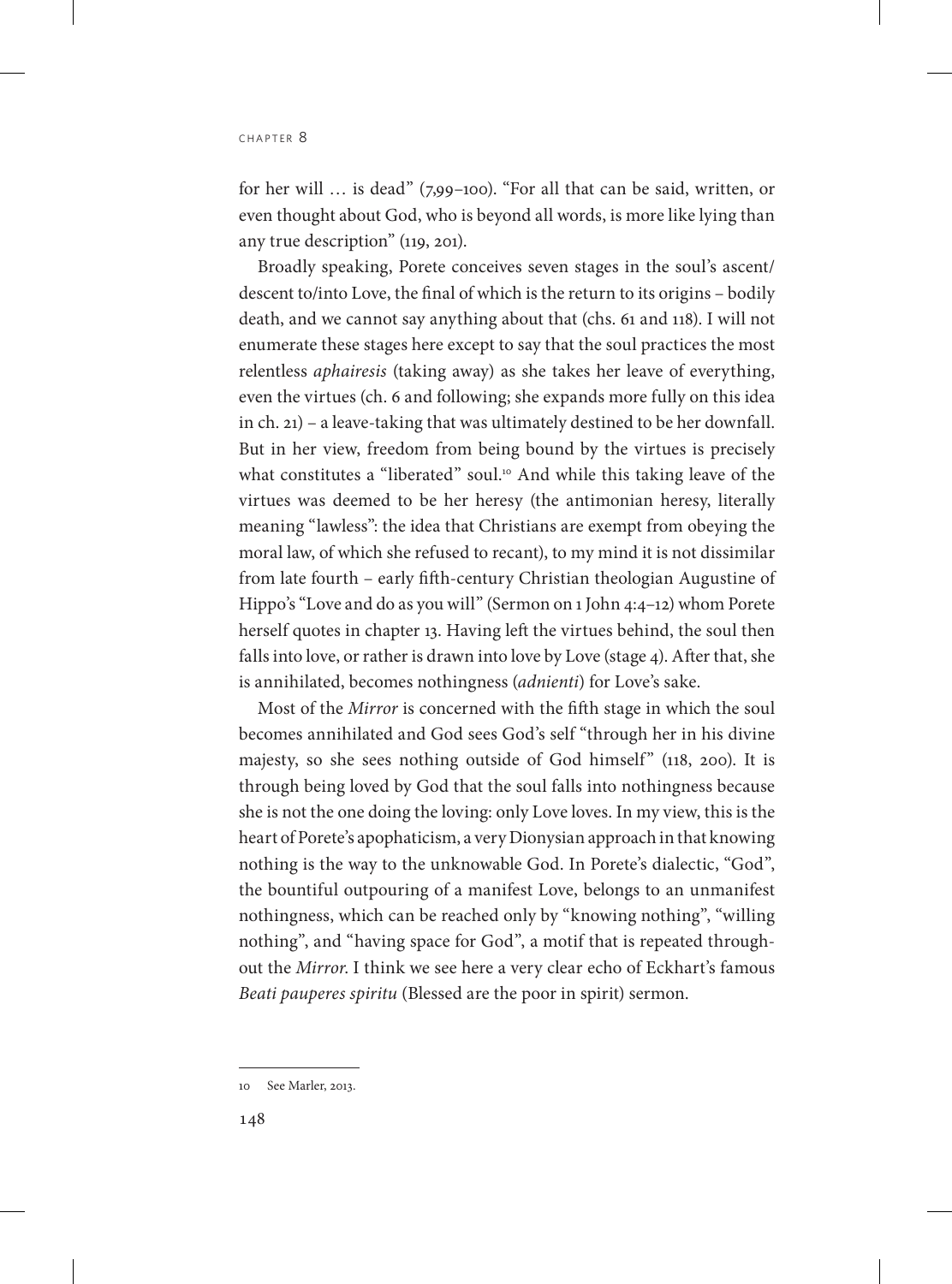for her will … is dead" (7,99–100). "For all that can be said, written, or even thought about God, who is beyond all words, is more like lying than any true description" (119, 201).

Broadly speaking, Porete conceives seven stages in the soul's ascent/descent to/into Love, the final of which is the return to its origins – bodily death, and we cannot say anything about that (chs. 61 and 118). I will not enumerate these stages here except to say that the soul practices the most relentless *aphairesis* (taking away) as she takes her leave of everything, even the virtues (ch. 6 and following; she expands more fully on this idea in ch. 21) – a leave-taking that was ultimately destined to be her downfall. But in her view, freedom from being bound by the virtues is precisely what constitutes a "liberated" soul.[10] And while this taking leave of the virtues was deemed to be her heresy (the antimonian heresy, literally meaning "lawless": the idea that Christians are exempt from obeying the moral law, of which she refused to recant), to my mind it is not dissimilar from late fourth – early fifth-century Christian theologian Augustine of Hippo's "Love and do as you will" (Sermon on 1 John 4:4–12) whom Porete herself quotes in chapter 13. Having left the virtues behind, the soul then falls into love, or rather is drawn into love by Love (stage 4). After that, she is annihilated, becomes nothingness (*adnienti*) for Love's sake.

Most of the *Mirror* is concerned with the fifth stage in which the soul becomes annihilated and God sees God's self "through her in his divine majesty, so she sees nothing outside of God himself" (118, 200). It is through being loved by God that the soul falls into nothingness because she is not the one doing the loving: only Love loves. In my view, this is the heart of Porete's apophaticism, a very Dionysian approach in that knowing nothing is the way to the unknowable God. In Porete's dialectic, "God", the bountiful outpouring of a manifest Love, belongs to an unmanifest nothingness, which can be reached only by "knowing nothing", "willing nothing", and "having space for God", a motif that is repeated throughout the *Mirror*. I think we see here a very clear echo of Eckhart's famous *Beati pauperes spiritu* (Blessed are the poor in spirit) sermon.

---

10 See Marler, 2013.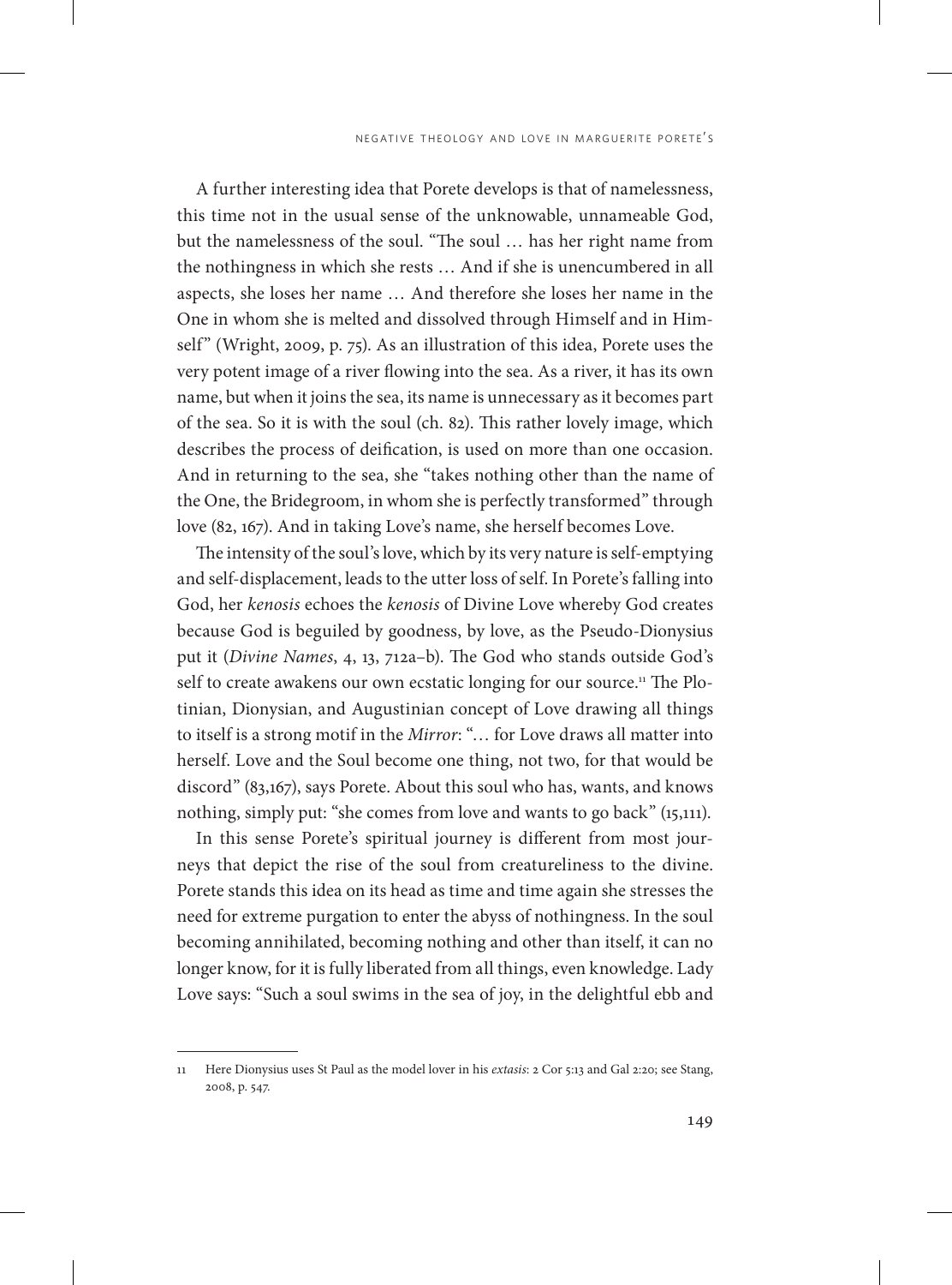A further interesting idea that Porete develops is that of namelessness, this time not in the usual sense of the unknowable, unnameable God, but the namelessness of the soul. "The soul … has her right name from the nothingness in which she rests … And if she is unencumbered in all aspects, she loses her name … And therefore she loses her name in the One in whom she is melted and dissolved through Himself and in Himself" (Wright, 2009, p. 75). As an illustration of this idea, Porete uses the very potent image of a river flowing into the sea. As a river, it has its own name, but when it joins the sea, its name is unnecessary as it becomes part of the sea. So it is with the soul (ch. 82). This rather lovely image, which describes the process of deification, is used on more than one occasion. And in returning to the sea, she "takes nothing other than the name of the One, the Bridegroom, in whom she is perfectly transformed" through love (82, 167). And in taking Love's name, she herself becomes Love.

The intensity of the soul's love, which by its very nature is self-emptying and self-displacement, leads to the utter loss of self. In Porete's falling into God, her *kenosis* echoes the *kenosis* of Divine Love whereby God creates because God is beguiled by goodness, by love, as the Pseudo-Dionysius put it (*Divine Names*, 4, 13, 712a–b). The God who stands outside God's self to create awakens our own ecstatic longing for our source.[11] The Plotinian, Dionysian, and Augustinian concept of Love drawing all things to itself is a strong motif in the *Mirror*: "… for Love draws all matter into herself. Love and the Soul become one thing, not two, for that would be discord" (83,167), says Porete. About this soul who has, wants, and knows nothing, simply put: "she comes from love and wants to go back" (15,111).

In this sense Porete's spiritual journey is different from most journeys that depict the rise of the soul from creatureliness to the divine. Porete stands this idea on its head as time and time again she stresses the need for extreme purgation to enter the abyss of nothingness. In the soul becoming annihilated, becoming nothing and other than itself, it can no longer know, for it is fully liberated from all things, even knowledge. Lady Love says: "Such a soul swims in the sea of joy, in the delightful ebb and

11 Here Dionysius uses St Paul as the model lover in his *extasis*: 2 Cor 5:13 and Gal 2:20; see Stang, 2008, p. 547.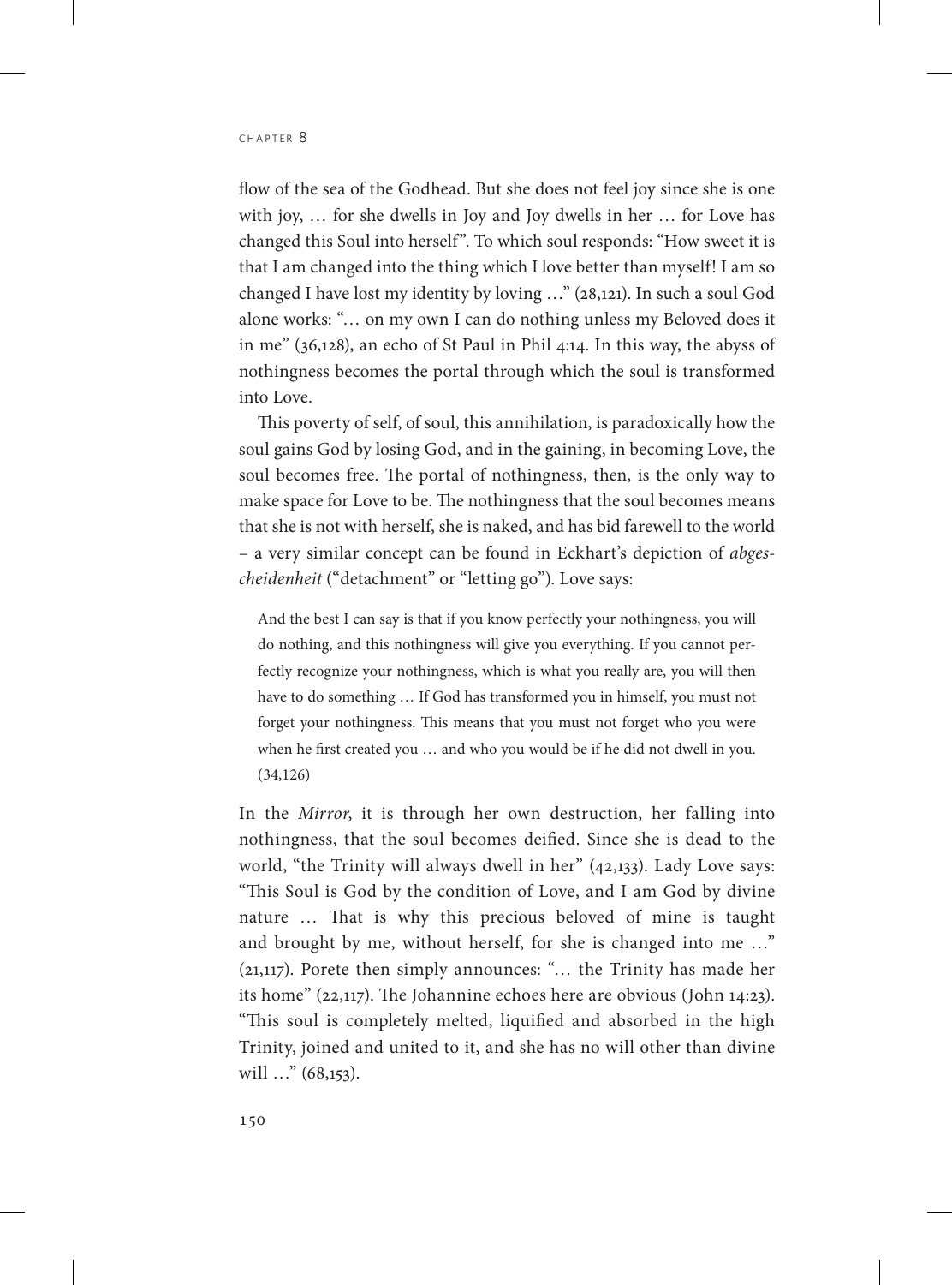flow of the sea of the Godhead. But she does not feel joy since she is one with joy, … for she dwells in Joy and Joy dwells in her … for Love has changed this Soul into herself". To which soul responds: "How sweet it is that I am changed into the thing which I love better than myself! I am so changed I have lost my identity by loving …" (28,121). In such a soul God alone works: "… on my own I can do nothing unless my Beloved does it in me" (36,128), an echo of St Paul in Phil 4:14. In this way, the abyss of nothingness becomes the portal through which the soul is transformed into Love.

This poverty of self, of soul, this annihilation, is paradoxically how the soul gains God by losing God, and in the gaining, in becoming Love, the soul becomes free. The portal of nothingness, then, is the only way to make space for Love to be. The nothingness that the soul becomes means that she is not with herself, she is naked, and has bid farewell to the world – a very similar concept can be found in Eckhart's depiction of *abgescheidenheit* ("detachment" or "letting go"). Love says:

> And the best I can say is that if you know perfectly your nothingness, you will do nothing, and this nothingness will give you everything. If you cannot perfectly recognize your nothingness, which is what you really are, you will then have to do something … If God has transformed you in himself, you must not forget your nothingness. This means that you must not forget who you were when he first created you … and who you would be if he did not dwell in you. (34,126)

In the *Mirror*, it is through her own destruction, her falling into nothingness, that the soul becomes deified. Since she is dead to the world, "the Trinity will always dwell in her" (42,133). Lady Love says: "This Soul is God by the condition of Love, and I am God by divine nature … That is why this precious beloved of mine is taught and brought by me, without herself, for she is changed into me …" (21,117). Porete then simply announces: "… the Trinity has made her its home" (22,117). The Johannine echoes here are obvious (John 14:23). "This soul is completely melted, liquified and absorbed in the high Trinity, joined and united to it, and she has no will other than divine will …" (68,153).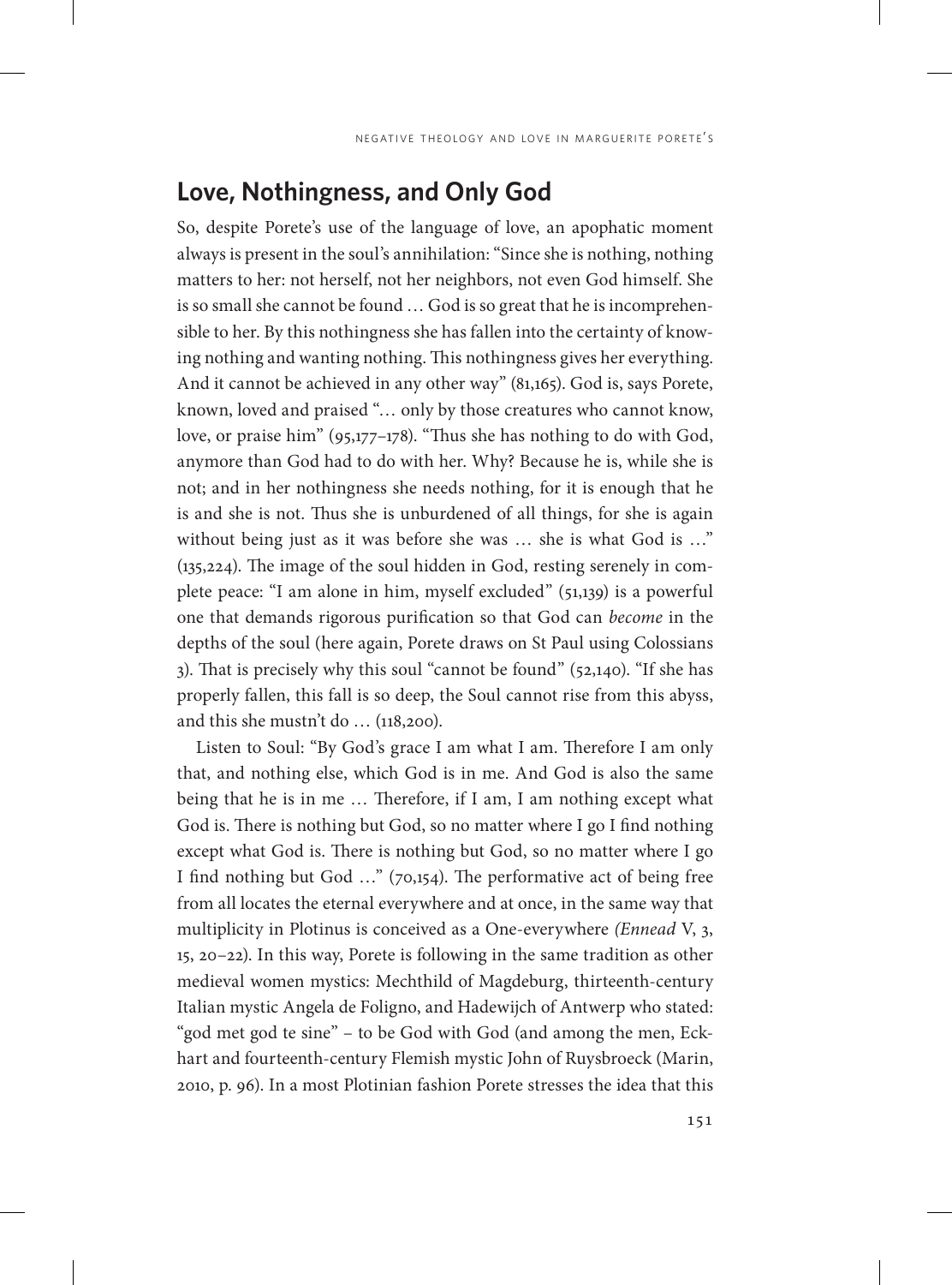## Love, Nothingness, and Only God

So, despite Porete's use of the language of love, an apophatic moment always is present in the soul's annihilation: "Since she is nothing, nothing matters to her: not herself, not her neighbors, not even God himself. She is so small she cannot be found … God is so great that he is incomprehensible to her. By this nothingness she has fallen into the certainty of knowing nothing and wanting nothing. This nothingness gives her everything. And it cannot be achieved in any other way" (81,165). God is, says Porete, known, loved and praised "… only by those creatures who cannot know, love, or praise him" (95,177–178). "Thus she has nothing to do with God, anymore than God had to do with her. Why? Because he is, while she is not; and in her nothingness she needs nothing, for it is enough that he is and she is not. Thus she is unburdened of all things, for she is again without being just as it was before she was … she is what God is …" (135,224). The image of the soul hidden in God, resting serenely in complete peace: "I am alone in him, myself excluded" (51,139) is a powerful one that demands rigorous purification so that God can *become* in the depths of the soul (here again, Porete draws on St Paul using Colossians 3). That is precisely why this soul "cannot be found" (52,140). "If she has properly fallen, this fall is so deep, the Soul cannot rise from this abyss, and this she mustn't do … (118,200).

Listen to Soul: "By God's grace I am what I am. Therefore I am only that, and nothing else, which God is in me. And God is also the same being that he is in me … Therefore, if I am, I am nothing except what God is. There is nothing but God, so no matter where I go I find nothing except what God is. There is nothing but God, so no matter where I go I find nothing but God …" (70,154). The performative act of being free from all locates the eternal everywhere and at once, in the same way that multiplicity in Plotinus is conceived as a One-everywhere *(Ennead* V, 3, 15, 20–22). In this way, Porete is following in the same tradition as other medieval women mystics: Mechthild of Magdeburg, thirteenth-century Italian mystic Angela de Foligno, and Hadewijch of Antwerp who stated: "god met god te sine" – to be God with God (and among the men, Eckhart and fourteenth-century Flemish mystic John of Ruysbroeck (Marin, 2010, p. 96). In a most Plotinian fashion Porete stresses the idea that this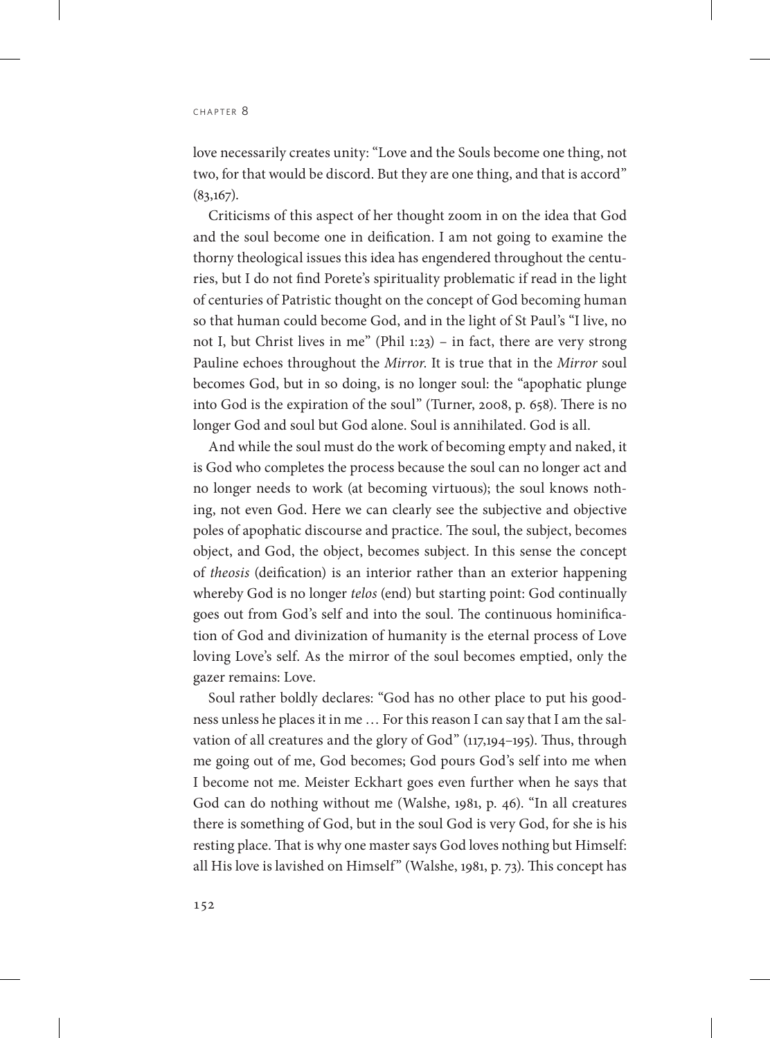love necessarily creates unity: "Love and the Souls become one thing, not two, for that would be discord. But they are one thing, and that is accord" (83,167).

Criticisms of this aspect of her thought zoom in on the idea that God and the soul become one in deification. I am not going to examine the thorny theological issues this idea has engendered throughout the centuries, but I do not find Porete's spirituality problematic if read in the light of centuries of Patristic thought on the concept of God becoming human so that human could become God, and in the light of St Paul's "I live, no not I, but Christ lives in me" (Phil 1:23) – in fact, there are very strong Pauline echoes throughout the *Mirror*. It is true that in the *Mirror* soul becomes God, but in so doing, is no longer soul: the "apophatic plunge into God is the expiration of the soul" (Turner, 2008, p. 658). There is no longer God and soul but God alone. Soul is annihilated. God is all.

And while the soul must do the work of becoming empty and naked, it is God who completes the process because the soul can no longer act and no longer needs to work (at becoming virtuous); the soul knows nothing, not even God. Here we can clearly see the subjective and objective poles of apophatic discourse and practice. The soul, the subject, becomes object, and God, the object, becomes subject. In this sense the concept of *theosis* (deification) is an interior rather than an exterior happening whereby God is no longer *telos* (end) but starting point: God continually goes out from God's self and into the soul. The continuous hominification of God and divinization of humanity is the eternal process of Love loving Love's self. As the mirror of the soul becomes emptied, only the gazer remains: Love.

Soul rather boldly declares: "God has no other place to put his goodness unless he places it in me … For this reason I can say that I am the salvation of all creatures and the glory of God" (117,194–195). Thus, through me going out of me, God becomes; God pours God's self into me when I become not me. Meister Eckhart goes even further when he says that God can do nothing without me (Walshe, 1981, p. 46). "In all creatures there is something of God, but in the soul God is very God, for she is his resting place. That is why one master says God loves nothing but Himself: all His love is lavished on Himself" (Walshe, 1981, p. 73). This concept has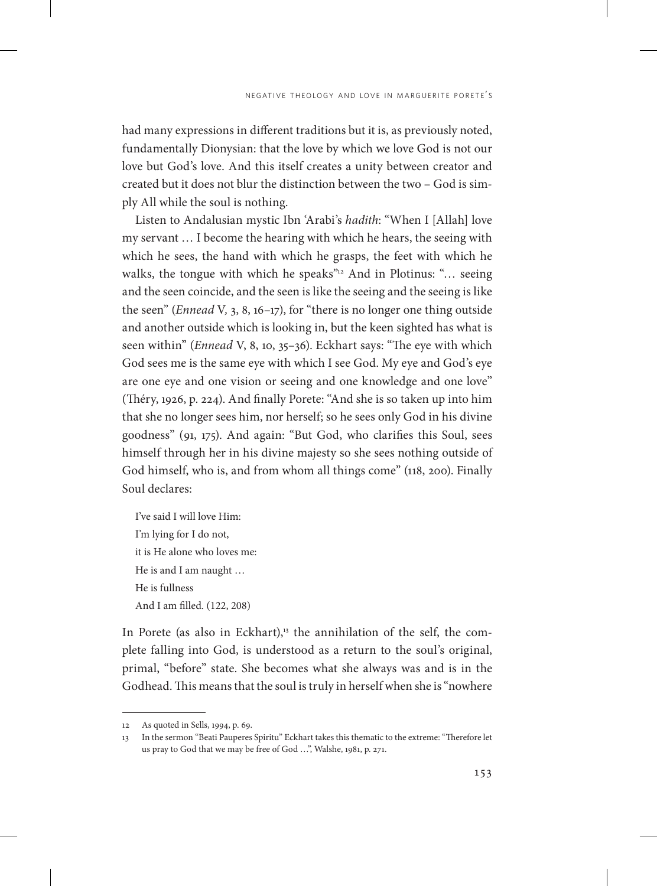had many expressions in different traditions but it is, as previously noted, fundamentally Dionysian: that the love by which we love God is not our love but God's love. And this itself creates a unity between creator and created but it does not blur the distinction between the two – God is simply All while the soul is nothing.

Listen to Andalusian mystic Ibn 'Arabi's *hadith*: "When I [Allah] love my servant … I become the hearing with which he hears, the seeing with which he sees, the hand with which he grasps, the feet with which he walks, the tongue with which he speaks"[12] And in Plotinus: "… seeing and the seen coincide, and the seen is like the seeing and the seeing is like the seen" (*Ennead* V, 3, 8, 16–17), for "there is no longer one thing outside and another outside which is looking in, but the keen sighted has what is seen within" (*Ennead* V, 8, 10, 35–36). Eckhart says: "The eye with which God sees me is the same eye with which I see God. My eye and God's eye are one eye and one vision or seeing and one knowledge and one love" (Théry, 1926, p. 224). And finally Porete: "And she is so taken up into him that she no longer sees him, nor herself; so he sees only God in his divine goodness" (91, 175). And again: "But God, who clarifies this Soul, sees himself through her in his divine majesty so she sees nothing outside of God himself, who is, and from whom all things come" (118, 200). Finally Soul declares:

> I've said I will love Him:
> I'm lying for I do not,
> it is He alone who loves me:
> He is and I am naught …
> He is fullness
> And I am filled. (122, 208)

In Porete (as also in Eckhart),[13] the annihilation of the self, the complete falling into God, is understood as a return to the soul's original, primal, "before" state. She becomes what she always was and is in the Godhead. This means that the soul is truly in herself when she is "nowhere

---

12 As quoted in Sells, 1994, p. 69.

13 In the sermon "Beati Pauperes Spiritu" Eckhart takes this thematic to the extreme: "Therefore let us pray to God that we may be free of God …", Walshe, 1981, p. 271.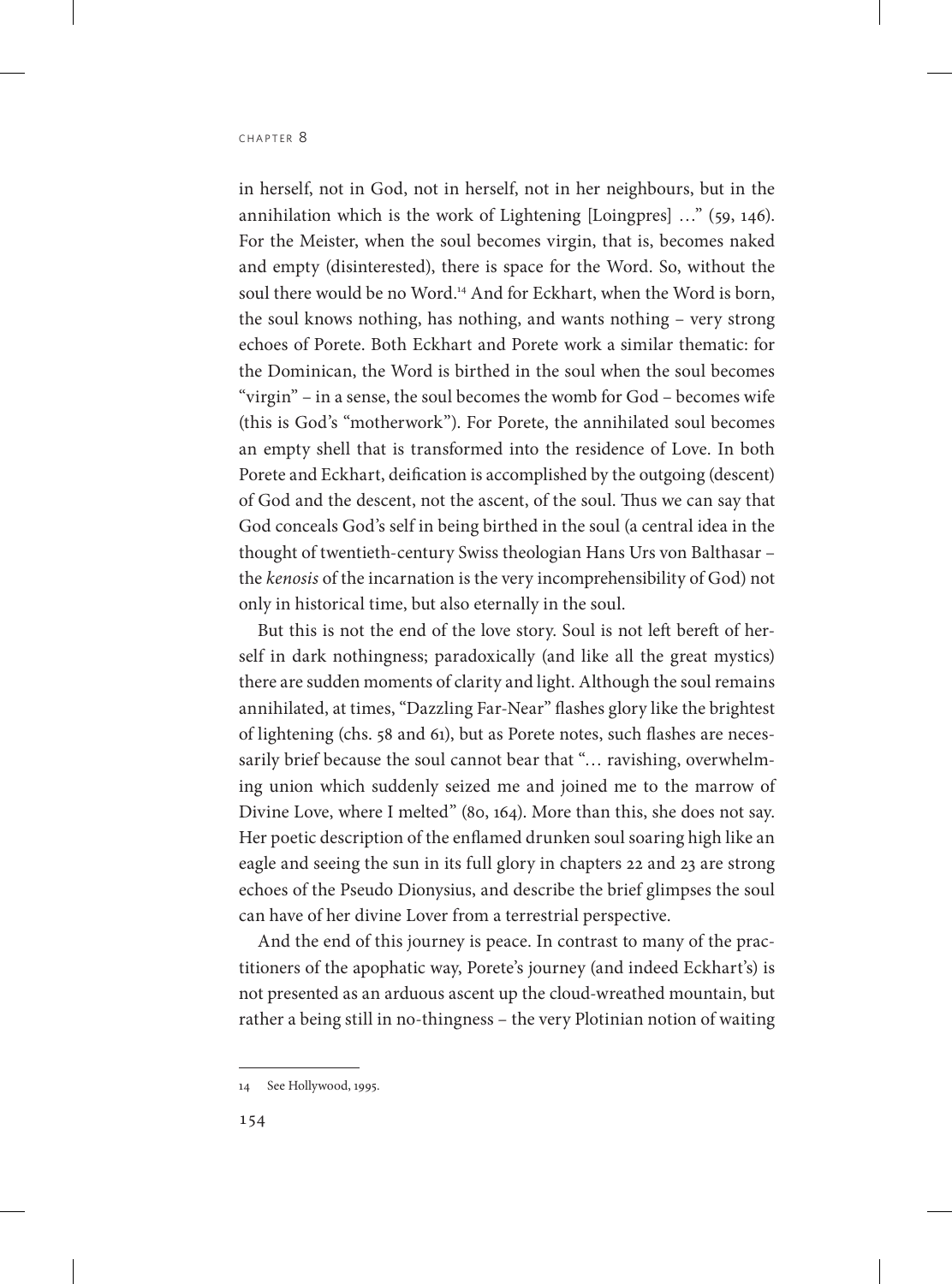in herself, not in God, not in herself, not in her neighbours, but in the annihilation which is the work of Lightening [Loingpres] …" (59, 146). For the Meister, when the soul becomes virgin, that is, becomes naked and empty (disinterested), there is space for the Word. So, without the soul there would be no Word.[14] And for Eckhart, when the Word is born, the soul knows nothing, has nothing, and wants nothing – very strong echoes of Porete. Both Eckhart and Porete work a similar thematic: for the Dominican, the Word is birthed in the soul when the soul becomes "virgin" – in a sense, the soul becomes the womb for God – becomes wife (this is God's "motherwork"). For Porete, the annihilated soul becomes an empty shell that is transformed into the residence of Love. In both Porete and Eckhart, deification is accomplished by the outgoing (descent) of God and the descent, not the ascent, of the soul. Thus we can say that God conceals God's self in being birthed in the soul (a central idea in the thought of twentieth-century Swiss theologian Hans Urs von Balthasar – the *kenosis* of the incarnation is the very incomprehensibility of God) not only in historical time, but also eternally in the soul.

But this is not the end of the love story. Soul is not left bereft of herself in dark nothingness; paradoxically (and like all the great mystics) there are sudden moments of clarity and light. Although the soul remains annihilated, at times, "Dazzling Far-Near" flashes glory like the brightest of lightening (chs. 58 and 61), but as Porete notes, such flashes are necessarily brief because the soul cannot bear that "… ravishing, overwhelming union which suddenly seized me and joined me to the marrow of Divine Love, where I melted" (80, 164). More than this, she does not say. Her poetic description of the enflamed drunken soul soaring high like an eagle and seeing the sun in its full glory in chapters 22 and 23 are strong echoes of the Pseudo Dionysius, and describe the brief glimpses the soul can have of her divine Lover from a terrestrial perspective.

And the end of this journey is peace. In contrast to many of the practitioners of the apophatic way, Porete's journey (and indeed Eckhart's) is not presented as an arduous ascent up the cloud-wreathed mountain, but rather a being still in no-thingness – the very Plotinian notion of waiting

---

14 See Hollywood, 1995.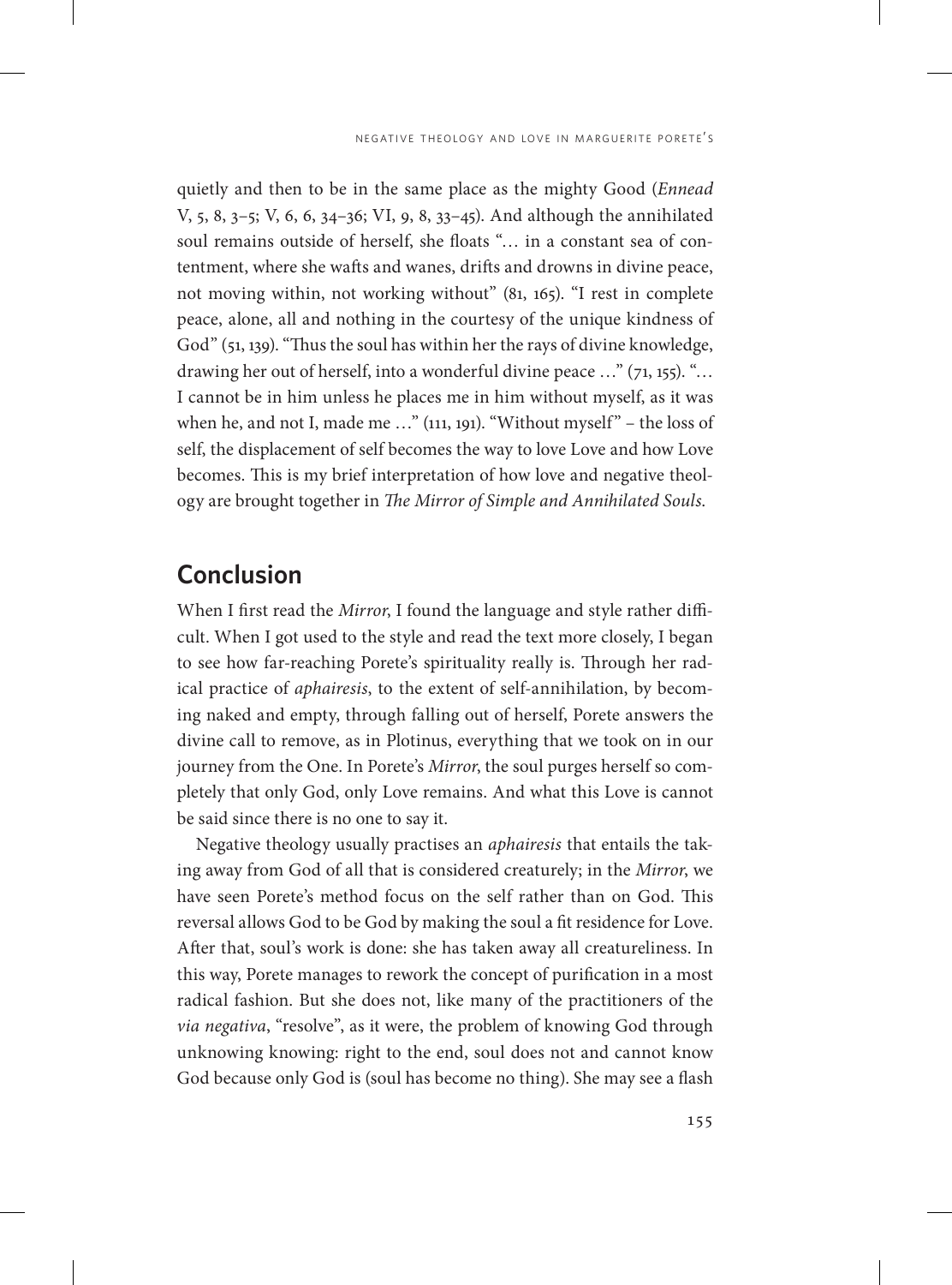quietly and then to be in the same place as the mighty Good (*Ennead* V, 5, 8, 3–5; V, 6, 6, 34–36; VI, 9, 8, 33–45). And although the annihilated soul remains outside of herself, she floats "… in a constant sea of contentment, where she wafts and wanes, drifts and drowns in divine peace, not moving within, not working without" (81, 165). "I rest in complete peace, alone, all and nothing in the courtesy of the unique kindness of God" (51, 139). "Thus the soul has within her the rays of divine knowledge, drawing her out of herself, into a wonderful divine peace …" (71, 155). "… I cannot be in him unless he places me in him without myself, as it was when he, and not I, made me …" (111, 191). "Without myself" – the loss of self, the displacement of self becomes the way to love Love and how Love becomes. This is my brief interpretation of how love and negative theology are brought together in *The Mirror of Simple and Annihilated Souls*.

## Conclusion

When I first read the *Mirror*, I found the language and style rather difficult. When I got used to the style and read the text more closely, I began to see how far-reaching Porete's spirituality really is. Through her radical practice of *aphairesis*, to the extent of self-annihilation, by becoming naked and empty, through falling out of herself, Porete answers the divine call to remove, as in Plotinus, everything that we took on in our journey from the One. In Porete's *Mirror*, the soul purges herself so completely that only God, only Love remains. And what this Love is cannot be said since there is no one to say it.

Negative theology usually practises an *aphairesis* that entails the taking away from God of all that is considered creaturely; in the *Mirror*, we have seen Porete's method focus on the self rather than on God. This reversal allows God to be God by making the soul a fit residence for Love. After that, soul's work is done: she has taken away all creatureliness. In this way, Porete manages to rework the concept of purification in a most radical fashion. But she does not, like many of the practitioners of the *via negativa*, "resolve", as it were, the problem of knowing God through unknowing knowing: right to the end, soul does not and cannot know God because only God is (soul has become no thing). She may see a flash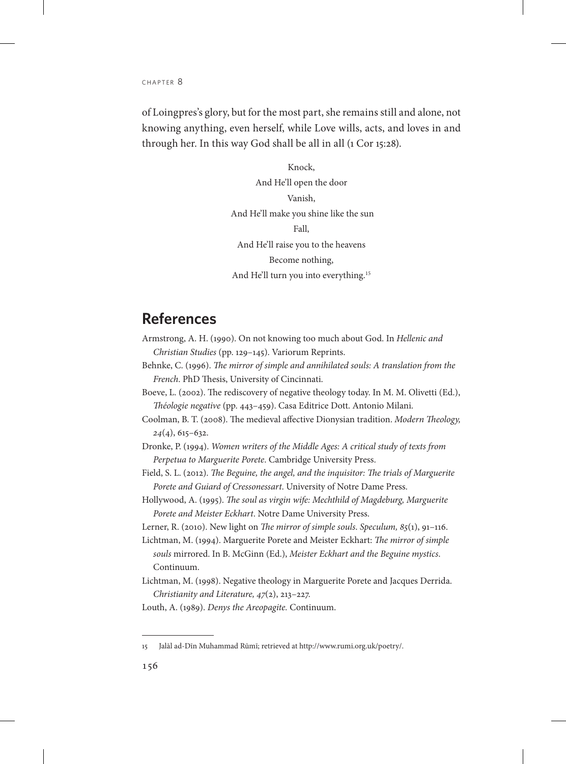of Loingpres's glory, but for the most part, she remains still and alone, not knowing anything, even herself, while Love wills, acts, and loves in and through her. In this way God shall be all in all (1 Cor 15:28).

Knock,  
And He'll open the door  
Vanish,  
And He'll make you shine like the sun  
Fall,  
And He'll raise you to the heavens  
Become nothing,  
And He'll turn you into everything.[15]

## References

Armstrong, A. H. (1990). On not knowing too much about God. In *Hellenic and Christian Studies* (pp. 129–145). Variorum Reprints.

Behnke, C. (1996). *The mirror of simple and annihilated souls: A translation from the French*. PhD Thesis, University of Cincinnati.

Boeve, L. (2002). The rediscovery of negative theology today. In M. M. Olivetti (Ed.), *Théologie negative* (pp. 443–459). Casa Editrice Dott. Antonio Milani.

Coolman, B. T. (2008). The medieval affective Dionysian tradition. *Modern Theology, 24*(4), 615–632.

Dronke, P. (1994). *Women writers of the Middle Ages: A critical study of texts from Perpetua to Marguerite Porete*. Cambridge University Press.

Field, S. L. (2012). *The Beguine, the angel, and the inquisitor: The trials of Marguerite Porete and Guiard of Cressonessart*. University of Notre Dame Press.

Hollywood, A. (1995). *The soul as virgin wife: Mechthild of Magdeburg, Marguerite Porete and Meister Eckhart*. Notre Dame University Press.

Lerner, R. (2010). New light on *The mirror of simple souls*. *Speculum, 85*(1), 91–116.

Lichtman, M. (1994). Marguerite Porete and Meister Eckhart: *The mirror of simple souls* mirrored. In B. McGinn (Ed.), *Meister Eckhart and the Beguine mystics*. Continuum.

Lichtman, M. (1998). Negative theology in Marguerite Porete and Jacques Derrida. *Christianity and Literature, 47*(2), 213–227.

Louth, A. (1989). *Denys the Areopagite*. Continuum.

---

15 Jalāl ad-Dīn Muhammad Rūmī; retrieved at http://www.rumi.org.uk/poetry/.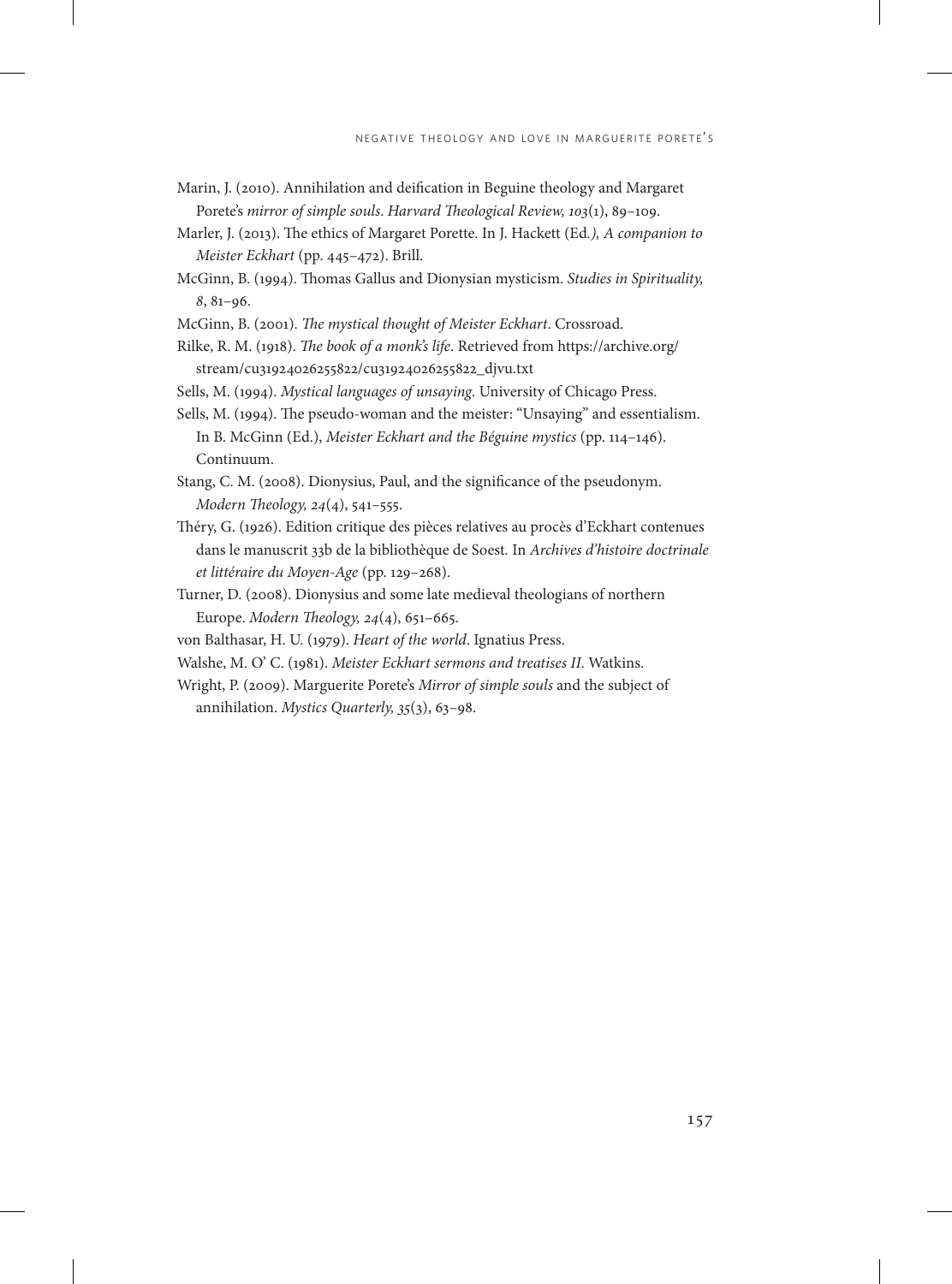Marin, J. (2010). Annihilation and deification in Beguine theology and Margaret Porete's *mirror of simple souls*. *Harvard Theological Review, 103*(1), 89–109.

Marler, J. (2013). The ethics of Margaret Porette. In J. Hackett (Ed.), *A companion to Meister Eckhart* (pp. 445–472). Brill.

McGinn, B. (1994). Thomas Gallus and Dionysian mysticism. *Studies in Spirituality, 8*, 81–96.

McGinn, B. (2001). *The mystical thought of Meister Eckhart*. Crossroad.

Rilke, R. M. (1918). *The book of a monk's life*. Retrieved from https://archive.org/stream/cu31924026255822/cu31924026255822_djvu.txt

Sells, M. (1994). *Mystical languages of unsaying*. University of Chicago Press.

Sells, M. (1994). The pseudo-woman and the meister: "Unsaying" and essentialism. In B. McGinn (Ed.), *Meister Eckhart and the Béguine mystics* (pp. 114–146). Continuum.

Stang, C. M. (2008). Dionysius, Paul, and the significance of the pseudonym. *Modern Theology, 24*(4), 541–555.

Théry, G. (1926). Edition critique des pièces relatives au procès d'Eckhart contenues dans le manuscrit 33b de la bibliothèque de Soest. In *Archives d'histoire doctrinale et littéraire du Moyen-Age* (pp. 129–268).

Turner, D. (2008). Dionysius and some late medieval theologians of northern Europe. *Modern Theology, 24*(4), 651–665.

von Balthasar, H. U. (1979). *Heart of the world*. Ignatius Press.

Walshe, M. O' C. (1981). *Meister Eckhart sermons and treatises II*. Watkins.

Wright, P. (2009). Marguerite Porete's *Mirror of simple souls* and the subject of annihilation. *Mystics Quarterly, 35*(3), 63–98.